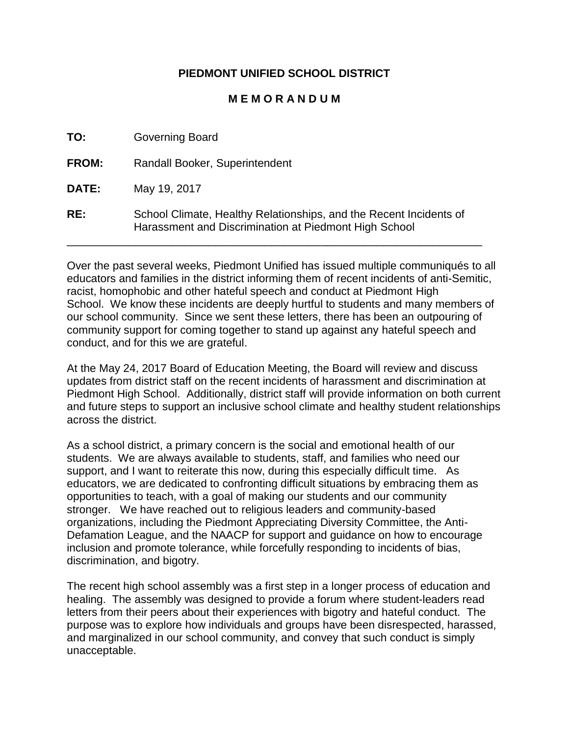**PIEDMONT UNIFIED SCHOOL DISTRICT**

**M E M O R A N D U M**

**TO:** Governing Board

**FROM:** Randall Booker, Superintendent

**DATE:** May 19, 2017

**RE:** School Climate, Healthy Relationships, and the Recent Incidents of Harassment and Discrimination at Piedmont High School

---

Over the past several weeks, Piedmont Unified has issued multiple communiqués to all educators and families in the district informing them of recent incidents of anti-Semitic, racist, homophobic and other hateful speech and conduct at Piedmont High School. We know these incidents are deeply hurtful to students and many members of our school community. Since we sent these letters, there has been an outpouring of community support for coming together to stand up against any hateful speech and conduct, and for this we are grateful.

At the May 24, 2017 Board of Education Meeting, the Board will review and discuss updates from district staff on the recent incidents of harassment and discrimination at Piedmont High School. Additionally, district staff will provide information on both current and future steps to support an inclusive school climate and healthy student relationships across the district.

As a school district, a primary concern is the social and emotional health of our students. We are always available to students, staff, and families who need our support, and I want to reiterate this now, during this especially difficult time. As educators, we are dedicated to confronting difficult situations by embracing them as opportunities to teach, with a goal of making our students and our community stronger. We have reached out to religious leaders and community-based organizations, including the Piedmont Appreciating Diversity Committee, the Anti-Defamation League, and the NAACP for support and guidance on how to encourage inclusion and promote tolerance, while forcefully responding to incidents of bias, discrimination, and bigotry.

The recent high school assembly was a first step in a longer process of education and healing. The assembly was designed to provide a forum where student-leaders read letters from their peers about their experiences with bigotry and hateful conduct. The purpose was to explore how individuals and groups have been disrespected, harassed, and marginalized in our school community, and convey that such conduct is simply unacceptable.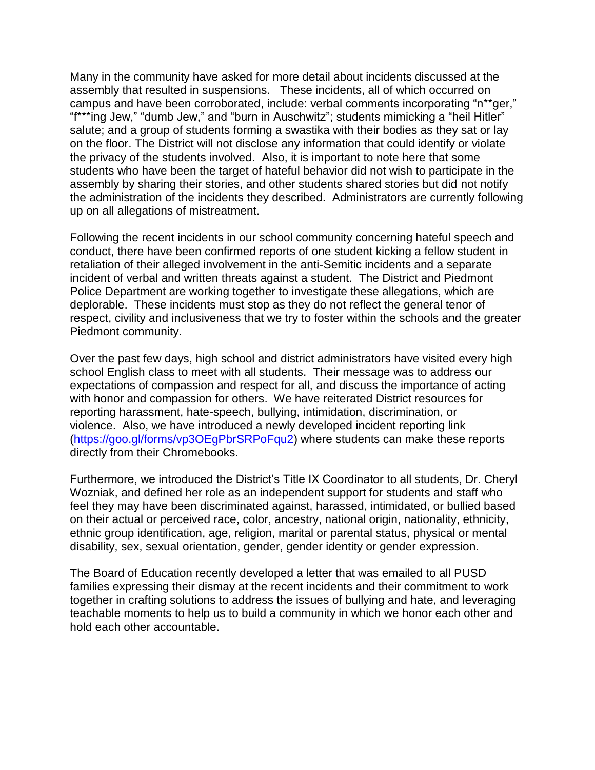Many in the community have asked for more detail about incidents discussed at the assembly that resulted in suspensions. These incidents, all of which occurred on campus and have been corroborated, include: verbal comments incorporating "n**ger," "f***ing Jew," "dumb Jew," and "burn in Auschwitz"; students mimicking a "heil Hitler" salute; and a group of students forming a swastika with their bodies as they sat or lay on the floor. The District will not disclose any information that could identify or violate the privacy of the students involved. Also, it is important to note here that some students who have been the target of hateful behavior did not wish to participate in the assembly by sharing their stories, and other students shared stories but did not notify the administration of the incidents they described. Administrators are currently following up on all allegations of mistreatment.

Following the recent incidents in our school community concerning hateful speech and conduct, there have been confirmed reports of one student kicking a fellow student in retaliation of their alleged involvement in the anti-Semitic incidents and a separate incident of verbal and written threats against a student. The District and Piedmont Police Department are working together to investigate these allegations, which are deplorable. These incidents must stop as they do not reflect the general tenor of respect, civility and inclusiveness that we try to foster within the schools and the greater Piedmont community.

Over the past few days, high school and district administrators have visited every high school English class to meet with all students. Their message was to address our expectations of compassion and respect for all, and discuss the importance of acting with honor and compassion for others. We have reiterated District resources for reporting harassment, hate-speech, bullying, intimidation, discrimination, or violence. Also, we have introduced a newly developed incident reporting link ([https://goo.gl/forms/vp3OEgPbrSRPoFqu2](https://goo.gl/forms/vp3OEgPbrSRPoFqu2)) where students can make these reports directly from their Chromebooks.

Furthermore, we introduced the District's Title IX Coordinator to all students, Dr. Cheryl Wozniak, and defined her role as an independent support for students and staff who feel they may have been discriminated against, harassed, intimidated, or bullied based on their actual or perceived race, color, ancestry, national origin, nationality, ethnicity, ethnic group identification, age, religion, marital or parental status, physical or mental disability, sex, sexual orientation, gender, gender identity or gender expression.

The Board of Education recently developed a letter that was emailed to all PUSD families expressing their dismay at the recent incidents and their commitment to work together in crafting solutions to address the issues of bullying and hate, and leveraging teachable moments to help us to build a community in which we honor each other and hold each other accountable.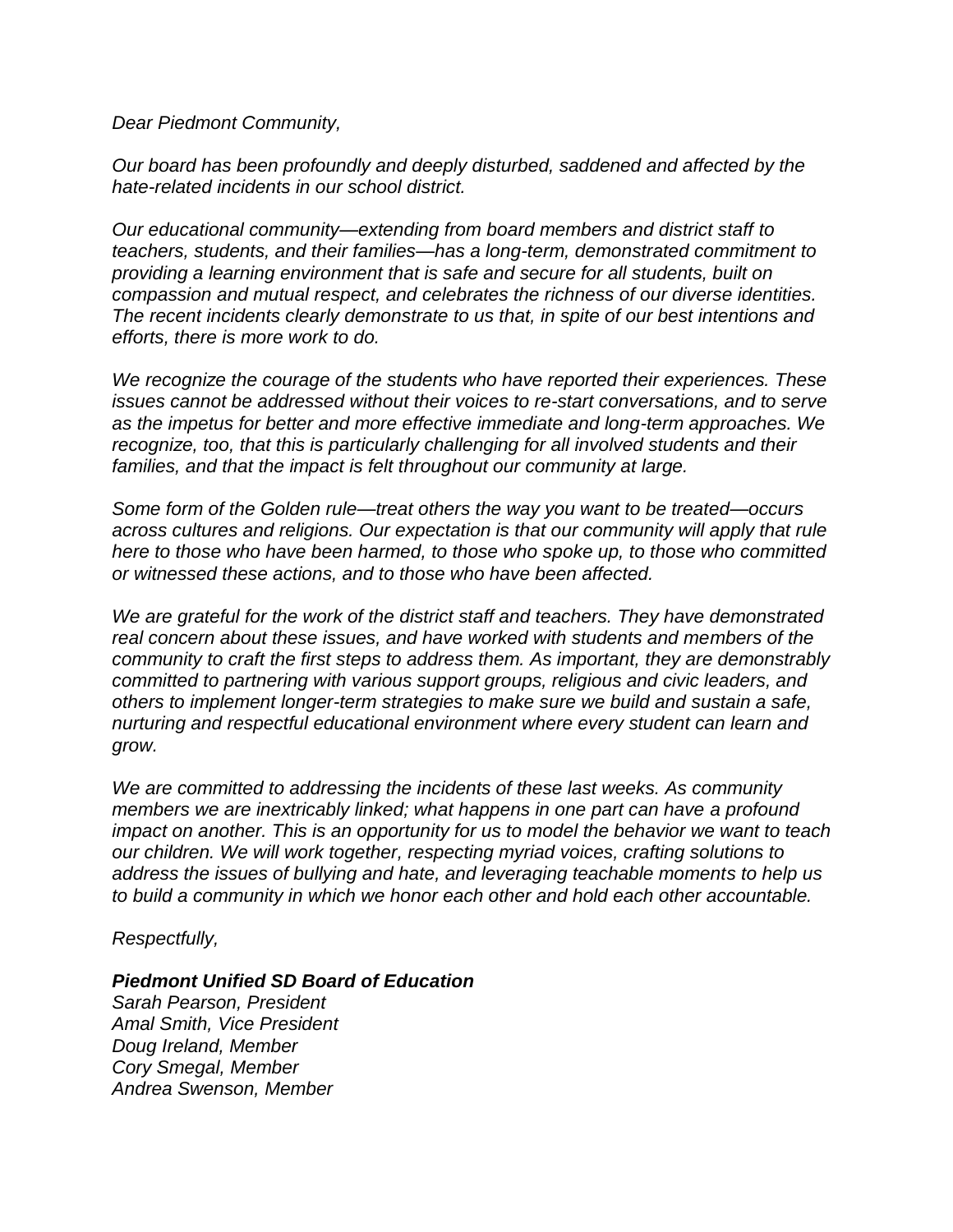*Dear Piedmont Community,*

*Our board has been profoundly and deeply disturbed, saddened and affected by the hate-related incidents in our school district.*

*Our educational community—extending from board members and district staff to teachers, students, and their families—has a long-term, demonstrated commitment to providing a learning environment that is safe and secure for all students, built on compassion and mutual respect, and celebrates the richness of our diverse identities. The recent incidents clearly demonstrate to us that, in spite of our best intentions and efforts, there is more work to do.*

*We recognize the courage of the students who have reported their experiences. These issues cannot be addressed without their voices to re-start conversations, and to serve as the impetus for better and more effective immediate and long-term approaches. We recognize, too, that this is particularly challenging for all involved students and their families, and that the impact is felt throughout our community at large.*

*Some form of the Golden rule—treat others the way you want to be treated—occurs across cultures and religions. Our expectation is that our community will apply that rule here to those who have been harmed, to those who spoke up, to those who committed or witnessed these actions, and to those who have been affected.*

*We are grateful for the work of the district staff and teachers. They have demonstrated real concern about these issues, and have worked with students and members of the community to craft the first steps to address them. As important, they are demonstrably committed to partnering with various support groups, religious and civic leaders, and others to implement longer-term strategies to make sure we build and sustain a safe, nurturing and respectful educational environment where every student can learn and grow.*

*We are committed to addressing the incidents of these last weeks. As community members we are inextricably linked; what happens in one part can have a profound impact on another. This is an opportunity for us to model the behavior we want to teach our children. We will work together, respecting myriad voices, crafting solutions to address the issues of bullying and hate, and leveraging teachable moments to help us to build a community in which we honor each other and hold each other accountable.*

*Respectfully,*

***Piedmont Unified SD Board of Education***
*Sarah Pearson, President*
*Amal Smith, Vice President*
*Doug Ireland, Member*
*Cory Smegal, Member*
*Andrea Swenson, Member*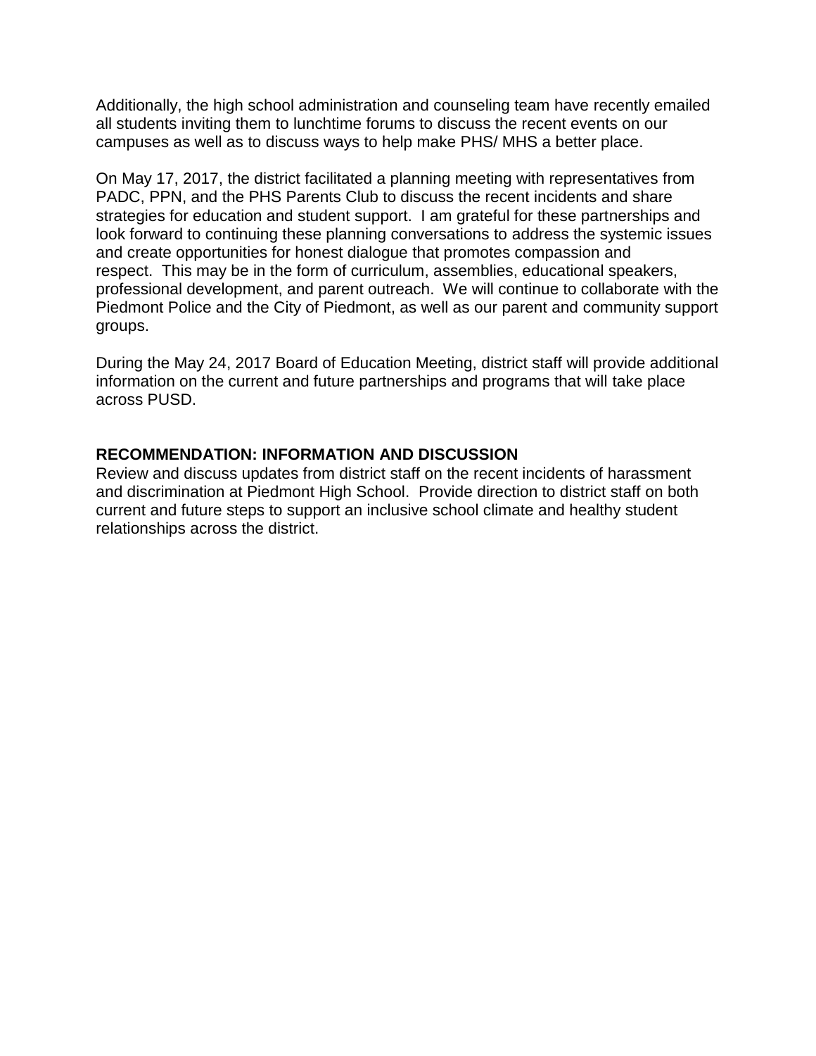Additionally, the high school administration and counseling team have recently emailed all students inviting them to lunchtime forums to discuss the recent events on our campuses as well as to discuss ways to help make PHS/ MHS a better place.

On May 17, 2017, the district facilitated a planning meeting with representatives from PADC, PPN, and the PHS Parents Club to discuss the recent incidents and share strategies for education and student support. I am grateful for these partnerships and look forward to continuing these planning conversations to address the systemic issues and create opportunities for honest dialogue that promotes compassion and respect. This may be in the form of curriculum, assemblies, educational speakers, professional development, and parent outreach. We will continue to collaborate with the Piedmont Police and the City of Piedmont, as well as our parent and community support groups.

During the May 24, 2017 Board of Education Meeting, district staff will provide additional information on the current and future partnerships and programs that will take place across PUSD.

**RECOMMENDATION: INFORMATION AND DISCUSSION**

Review and discuss updates from district staff on the recent incidents of harassment and discrimination at Piedmont High School. Provide direction to district staff on both current and future steps to support an inclusive school climate and healthy student relationships across the district.